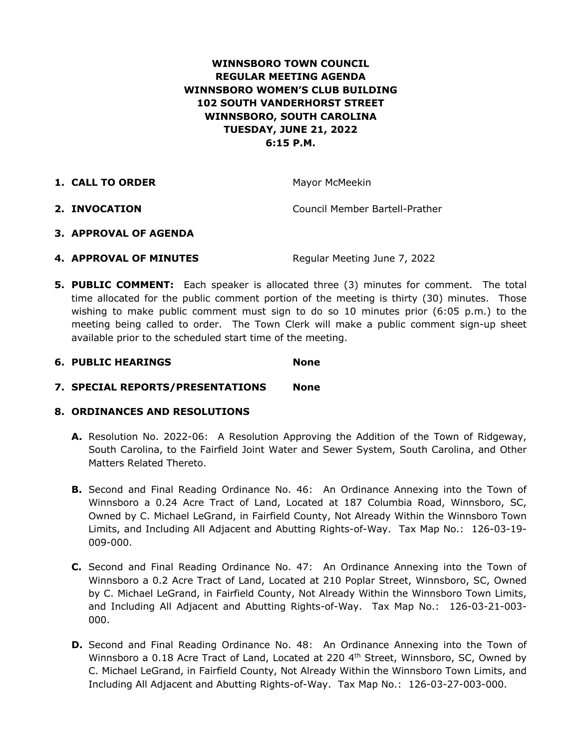**WINNSBORO TOWN COUNCIL**
**REGULAR MEETING AGENDA**
**WINNSBORO WOMEN'S CLUB BUILDING**
**102 SOUTH VANDERHORST STREET**
**WINNSBORO, SOUTH CAROLINA**
**TUESDAY, JUNE 21, 2022**
**6:15 P.M.**

1. **CALL TO ORDER** Mayor McMeekin

2. **INVOCATION** Council Member Bartell-Prather

3. **APPROVAL OF AGENDA**

4. **APPROVAL OF MINUTES** Regular Meeting June 7, 2022

5. **PUBLIC COMMENT:** Each speaker is allocated three (3) minutes for comment. The total time allocated for the public comment portion of the meeting is thirty (30) minutes. Those wishing to make public comment must sign to do so 10 minutes prior (6:05 p.m.) to the meeting being called to order. The Town Clerk will make a public comment sign-up sheet available prior to the scheduled start time of the meeting.

6. **PUBLIC HEARINGS** **None**

7. **SPECIAL REPORTS/PRESENTATIONS** **None**

8. **ORDINANCES AND RESOLUTIONS**

   **A.** Resolution No. 2022-06: A Resolution Approving the Addition of the Town of Ridgeway, South Carolina, to the Fairfield Joint Water and Sewer System, South Carolina, and Other Matters Related Thereto.

   **B.** Second and Final Reading Ordinance No. 46: An Ordinance Annexing into the Town of Winnsboro a 0.24 Acre Tract of Land, Located at 187 Columbia Road, Winnsboro, SC, Owned by C. Michael LeGrand, in Fairfield County, Not Already Within the Winnsboro Town Limits, and Including All Adjacent and Abutting Rights-of-Way. Tax Map No.: 126-03-19-009-000.

   **C.** Second and Final Reading Ordinance No. 47: An Ordinance Annexing into the Town of Winnsboro a 0.2 Acre Tract of Land, Located at 210 Poplar Street, Winnsboro, SC, Owned by C. Michael LeGrand, in Fairfield County, Not Already Within the Winnsboro Town Limits, and Including All Adjacent and Abutting Rights-of-Way. Tax Map No.: 126-03-21-003-000.

   **D.** Second and Final Reading Ordinance No. 48: An Ordinance Annexing into the Town of Winnsboro a 0.18 Acre Tract of Land, Located at 220 4th Street, Winnsboro, SC, Owned by C. Michael LeGrand, in Fairfield County, Not Already Within the Winnsboro Town Limits, and Including All Adjacent and Abutting Rights-of-Way. Tax Map No.: 126-03-27-003-000.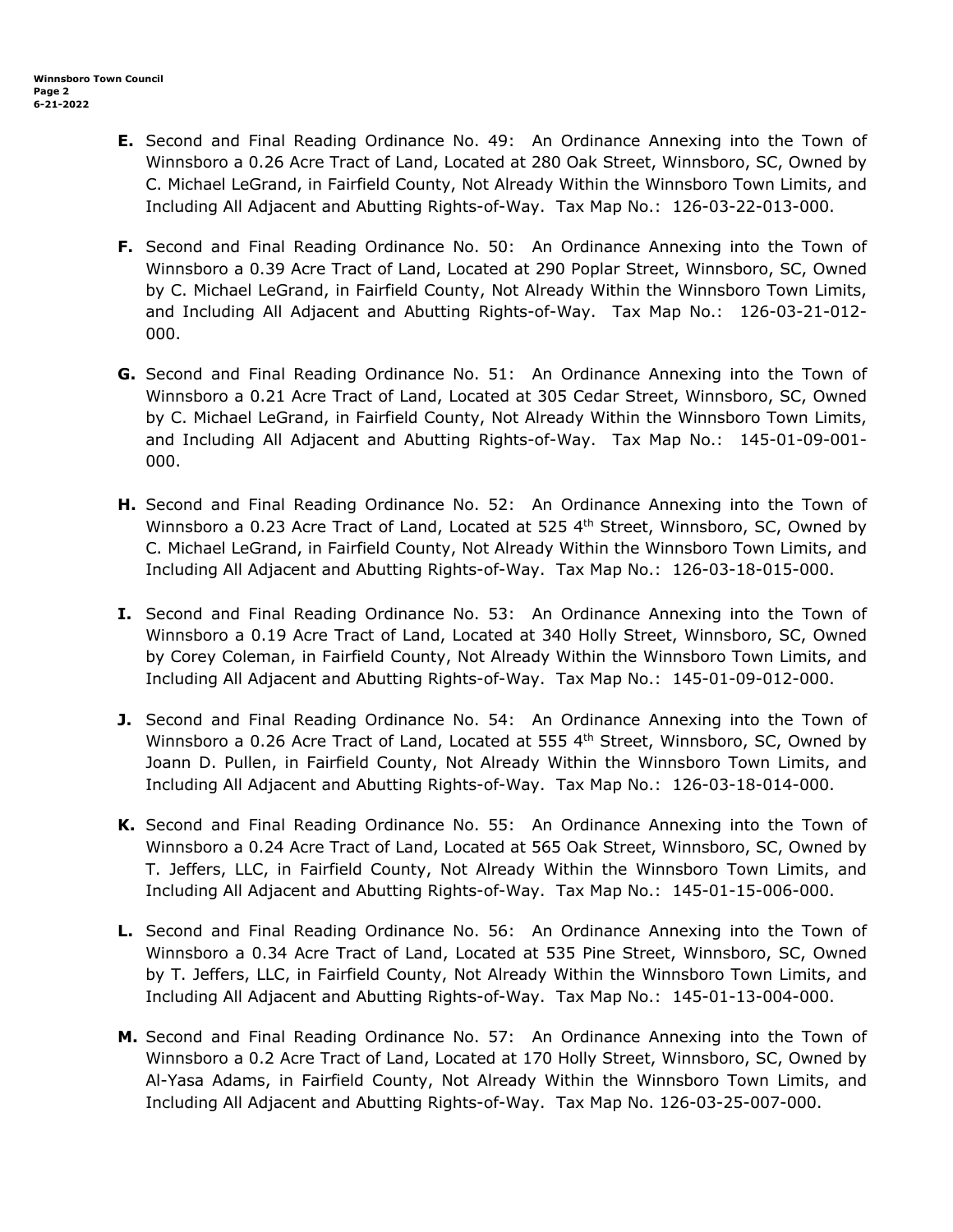**E.** Second and Final Reading Ordinance No. 49: An Ordinance Annexing into the Town of Winnsboro a 0.26 Acre Tract of Land, Located at 280 Oak Street, Winnsboro, SC, Owned by C. Michael LeGrand, in Fairfield County, Not Already Within the Winnsboro Town Limits, and Including All Adjacent and Abutting Rights-of-Way. Tax Map No.: 126-03-22-013-000.

**F.** Second and Final Reading Ordinance No. 50: An Ordinance Annexing into the Town of Winnsboro a 0.39 Acre Tract of Land, Located at 290 Poplar Street, Winnsboro, SC, Owned by C. Michael LeGrand, in Fairfield County, Not Already Within the Winnsboro Town Limits, and Including All Adjacent and Abutting Rights-of-Way. Tax Map No.: 126-03-21-012-000.

**G.** Second and Final Reading Ordinance No. 51: An Ordinance Annexing into the Town of Winnsboro a 0.21 Acre Tract of Land, Located at 305 Cedar Street, Winnsboro, SC, Owned by C. Michael LeGrand, in Fairfield County, Not Already Within the Winnsboro Town Limits, and Including All Adjacent and Abutting Rights-of-Way. Tax Map No.: 145-01-09-001-000.

**H.** Second and Final Reading Ordinance No. 52: An Ordinance Annexing into the Town of Winnsboro a 0.23 Acre Tract of Land, Located at 525 4th Street, Winnsboro, SC, Owned by C. Michael LeGrand, in Fairfield County, Not Already Within the Winnsboro Town Limits, and Including All Adjacent and Abutting Rights-of-Way. Tax Map No.: 126-03-18-015-000.

**I.** Second and Final Reading Ordinance No. 53: An Ordinance Annexing into the Town of Winnsboro a 0.19 Acre Tract of Land, Located at 340 Holly Street, Winnsboro, SC, Owned by Corey Coleman, in Fairfield County, Not Already Within the Winnsboro Town Limits, and Including All Adjacent and Abutting Rights-of-Way. Tax Map No.: 145-01-09-012-000.

**J.** Second and Final Reading Ordinance No. 54: An Ordinance Annexing into the Town of Winnsboro a 0.26 Acre Tract of Land, Located at 555 4th Street, Winnsboro, SC, Owned by Joann D. Pullen, in Fairfield County, Not Already Within the Winnsboro Town Limits, and Including All Adjacent and Abutting Rights-of-Way. Tax Map No.: 126-03-18-014-000.

**K.** Second and Final Reading Ordinance No. 55: An Ordinance Annexing into the Town of Winnsboro a 0.24 Acre Tract of Land, Located at 565 Oak Street, Winnsboro, SC, Owned by T. Jeffers, LLC, in Fairfield County, Not Already Within the Winnsboro Town Limits, and Including All Adjacent and Abutting Rights-of-Way. Tax Map No.: 145-01-15-006-000.

**L.** Second and Final Reading Ordinance No. 56: An Ordinance Annexing into the Town of Winnsboro a 0.34 Acre Tract of Land, Located at 535 Pine Street, Winnsboro, SC, Owned by T. Jeffers, LLC, in Fairfield County, Not Already Within the Winnsboro Town Limits, and Including All Adjacent and Abutting Rights-of-Way. Tax Map No.: 145-01-13-004-000.

**M.** Second and Final Reading Ordinance No. 57: An Ordinance Annexing into the Town of Winnsboro a 0.2 Acre Tract of Land, Located at 170 Holly Street, Winnsboro, SC, Owned by Al-Yasa Adams, in Fairfield County, Not Already Within the Winnsboro Town Limits, and Including All Adjacent and Abutting Rights-of-Way. Tax Map No. 126-03-25-007-000.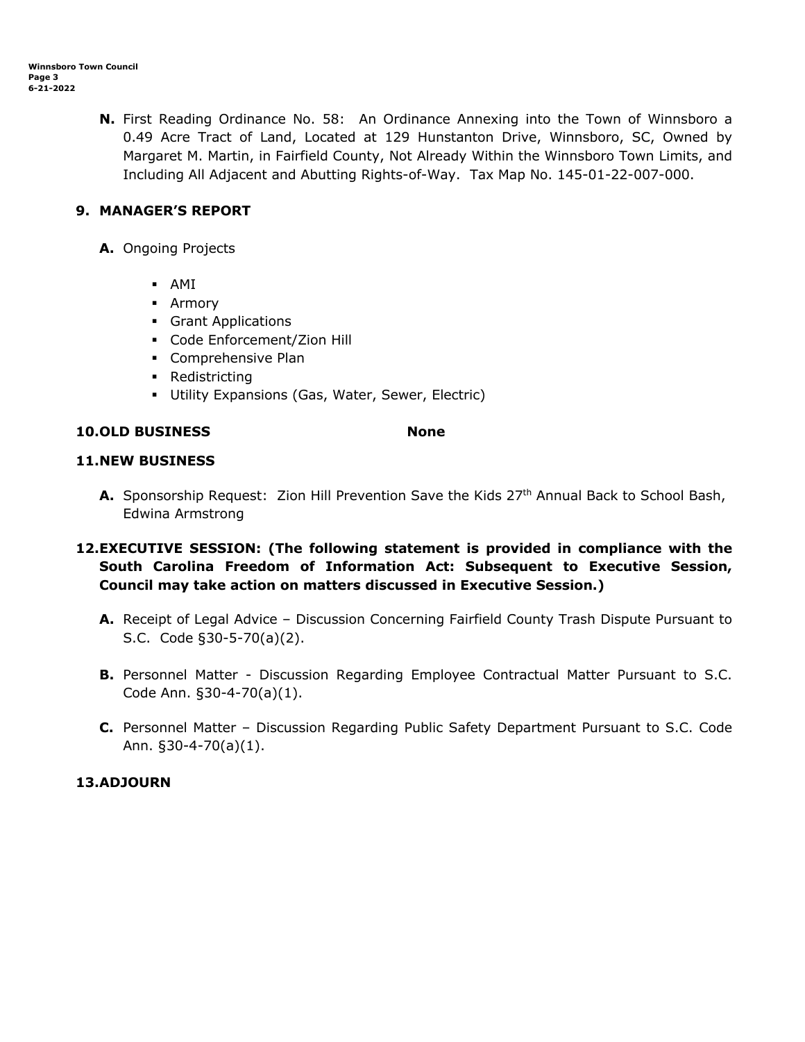**N.** First Reading Ordinance No. 58: An Ordinance Annexing into the Town of Winnsboro a 0.49 Acre Tract of Land, Located at 129 Hunstanton Drive, Winnsboro, SC, Owned by Margaret M. Martin, in Fairfield County, Not Already Within the Winnsboro Town Limits, and Including All Adjacent and Abutting Rights-of-Way. Tax Map No. 145-01-22-007-000.

## 9. MANAGER'S REPORT

**A.** Ongoing Projects

- AMI
- Armory
- Grant Applications
- Code Enforcement/Zion Hill
- Comprehensive Plan
- Redistricting
- Utility Expansions (Gas, Water, Sewer, Electric)

## 10. OLD BUSINESS None

## 11. NEW BUSINESS

**A.** Sponsorship Request: Zion Hill Prevention Save the Kids 27th Annual Back to School Bash, Edwina Armstrong

## 12. EXECUTIVE SESSION: (The following statement is provided in compliance with the South Carolina Freedom of Information Act: Subsequent to Executive Session, Council may take action on matters discussed in Executive Session.)

**A.** Receipt of Legal Advice – Discussion Concerning Fairfield County Trash Dispute Pursuant to S.C. Code §30-5-70(a)(2).

**B.** Personnel Matter - Discussion Regarding Employee Contractual Matter Pursuant to S.C. Code Ann. §30-4-70(a)(1).

**C.** Personnel Matter – Discussion Regarding Public Safety Department Pursuant to S.C. Code Ann. §30-4-70(a)(1).

## 13. ADJOURN